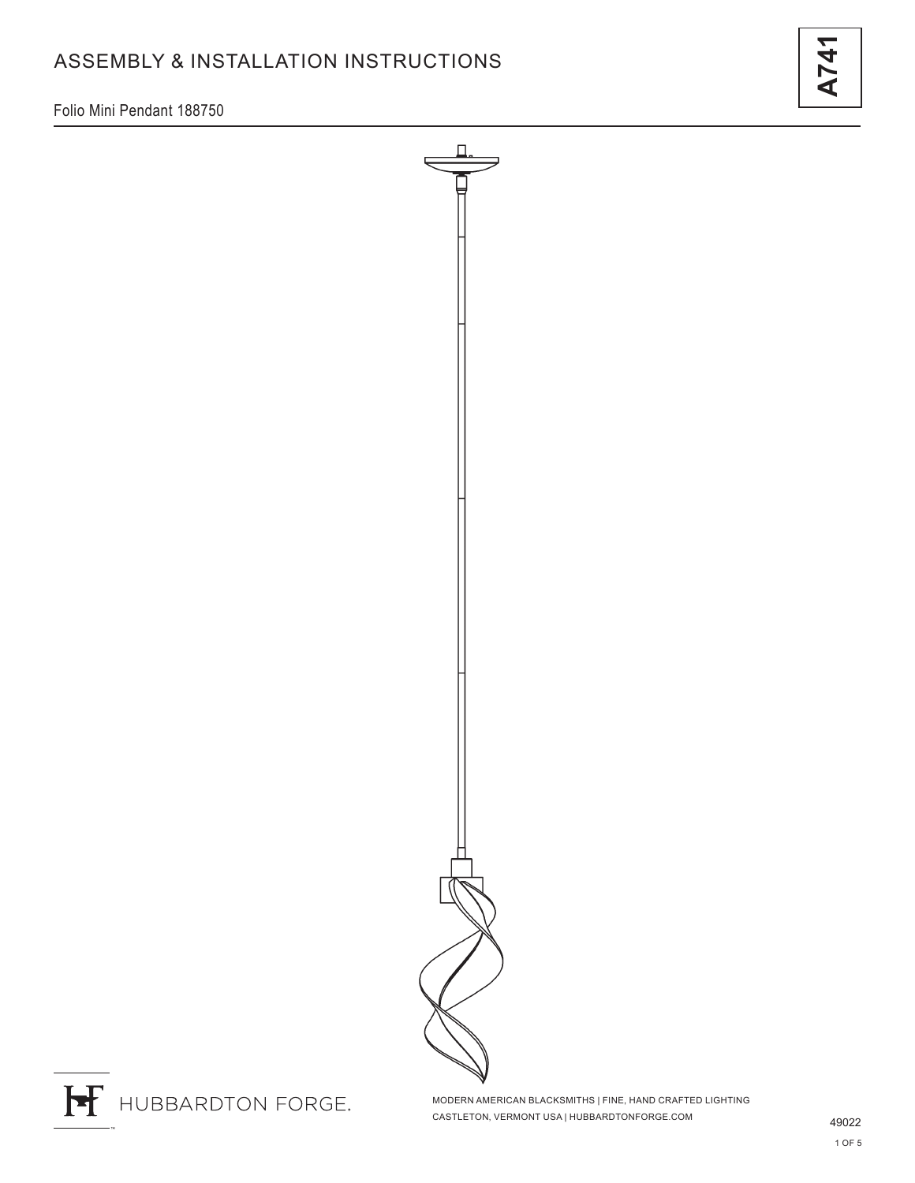# ASSEMBLY & INSTALLATION INSTRUCTIONS

**A741**

Folio Mini Pendant 188750

HUBBARDTON FORGE.

MODERN AMERICAN BLACKSMITHS | FINE, HAND CRAFTED LIGHTING
CASTLETON, VERMONT USA | HUBBARDTONFORGE.COM

49022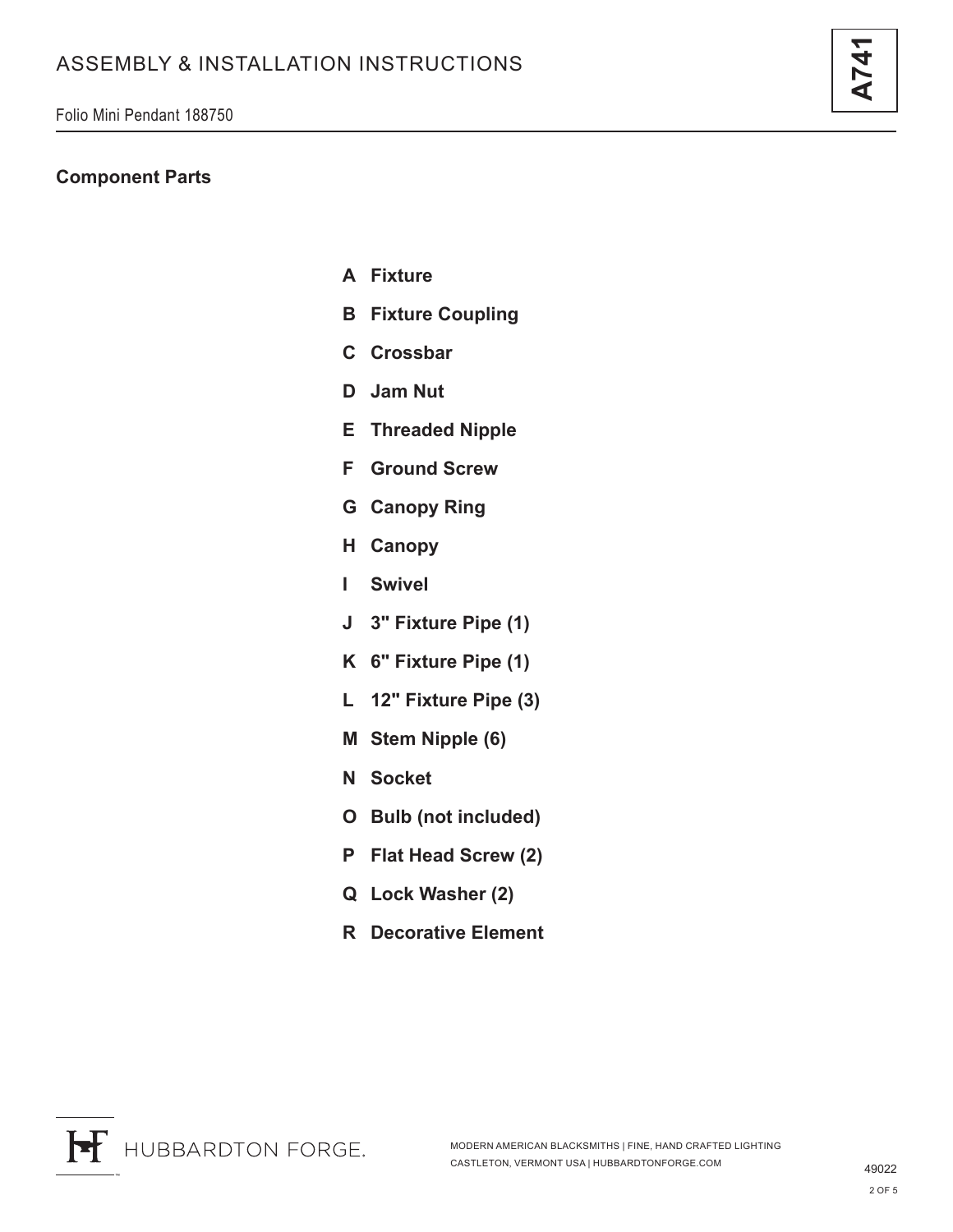## Component Parts

- **A Fixture**
- **B Fixture Coupling**
- **C Crossbar**
- **D Jam Nut**
- **E Threaded Nipple**
- **F Ground Screw**
- **G Canopy Ring**
- **H Canopy**
- **I Swivel**
- **J 3" Fixture Pipe (1)**
- **K 6" Fixture Pipe (1)**
- **L 12" Fixture Pipe (3)**
- **M Stem Nipple (6)**
- **N Socket**
- **O Bulb (not included)**
- **P Flat Head Screw (2)**
- **Q Lock Washer (2)**
- **R Decorative Element**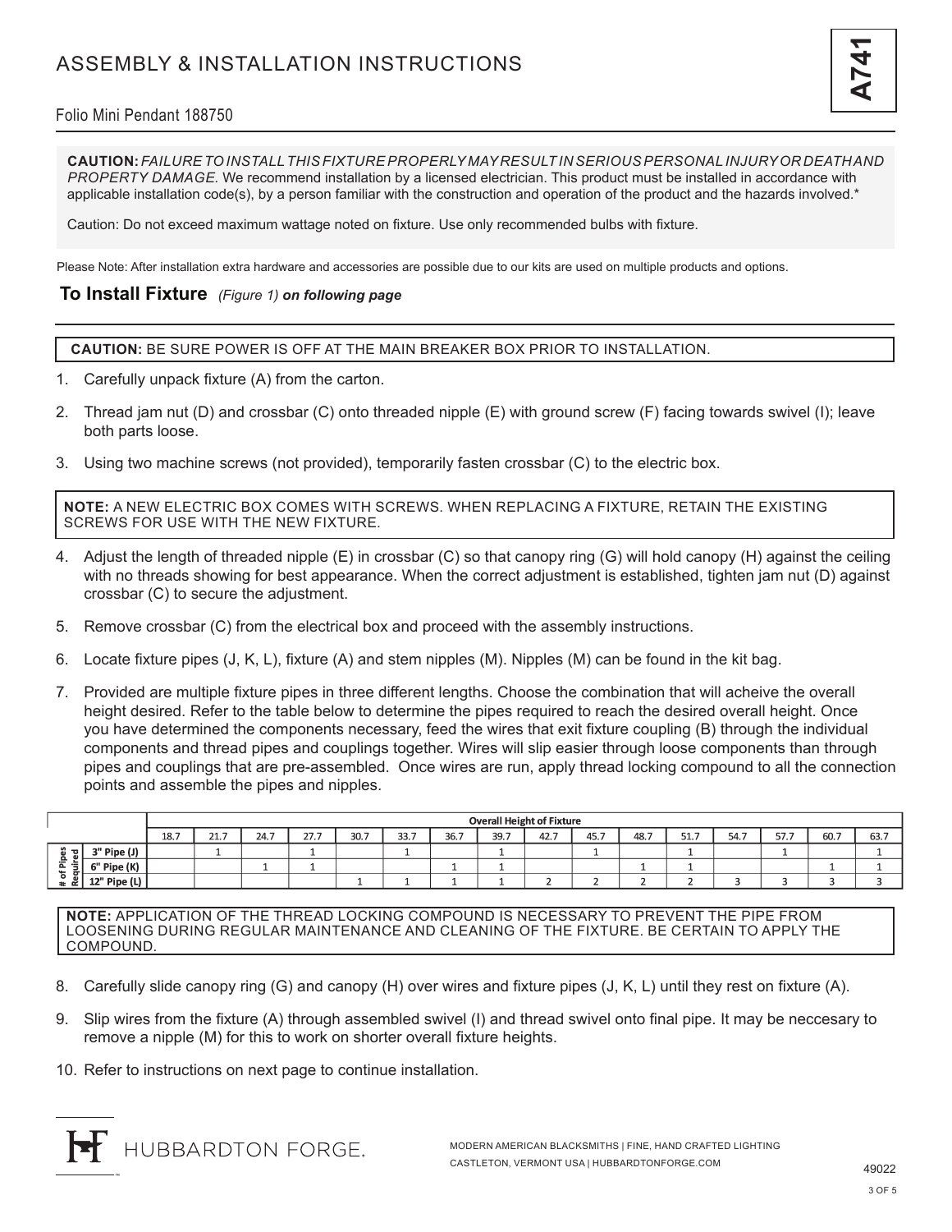# ASSEMBLY & INSTALLATION INSTRUCTIONS

**A741**

Folio Mini Pendant 188750

**CAUTION:** *FAILURE TO INSTALL THIS FIXTURE PROPERLY MAY RESULT IN SERIOUS PERSONAL INJURY OR DEATH AND PROPERTY DAMAGE.* We recommend installation by a licensed electrician. This product must be installed in accordance with applicable installation code(s), by a person familiar with the construction and operation of the product and the hazards involved.*

Caution: Do not exceed maximum wattage noted on fixture. Use only recommended bulbs with fixture.

Please Note: After installation extra hardware and accessories are possible due to our kits are used on multiple products and options.

## To Install Fixture *(Figure 1)* ***on following page***

**CAUTION:** BE SURE POWER IS OFF AT THE MAIN BREAKER BOX PRIOR TO INSTALLATION.

1. Carefully unpack fixture (A) from the carton.
2. Thread jam nut (D) and crossbar (C) onto threaded nipple (E) with ground screw (F) facing towards swivel (I); leave both parts loose.
3. Using two machine screws (not provided), temporarily fasten crossbar (C) to the electric box.

**NOTE:** A NEW ELECTRIC BOX COMES WITH SCREWS. WHEN REPLACING A FIXTURE, RETAIN THE EXISTING SCREWS FOR USE WITH THE NEW FIXTURE.

4. Adjust the length of threaded nipple (E) in crossbar (C) so that canopy ring (G) will hold canopy (H) against the ceiling with no threads showing for best appearance. When the correct adjustment is established, tighten jam nut (D) against crossbar (C) to secure the adjustment.
5. Remove crossbar (C) from the electrical box and proceed with the assembly instructions.
6. Locate fixture pipes (J, K, L), fixture (A) and stem nipples (M). Nipples (M) can be found in the kit bag.
7. Provided are multiple fixture pipes in three different lengths. Choose the combination that will acheive the overall height desired. Refer to the table below to determine the pipes required to reach the desired overall height. Once you have determined the components necessary, feed the wires that exit fixture coupling (B) through the individual components and thread pipes and couplings together. Wires will slip easier through loose components than through pipes and couplings that are pre-assembled. Once wires are run, apply thread locking compound to all the connection points and assemble the pipes and nipples.

| | | Overall Height of Fixture | | | | | | | | | | | | | | | |
|---|---|---|---|---|---|---|---|---|---|---|---|---|---|---|---|---|---|
| | | 18.7 | 21.7 | 24.7 | 27.7 | 30.7 | 33.7 | 36.7 | 39.7 | 42.7 | 45.7 | 48.7 | 51.7 | 54.7 | 57.7 | 60.7 | 63.7 |
| # of Pipes Required | 3" Pipe (J) | | 1 | | 1 | | 1 | | 1 | | 1 | | 1 | | 1 | | 1 |
| | 6" Pipe (K) | | | 1 | 1 | | | 1 | 1 | | | 1 | 1 | | | 1 | 1 |
| | 12" Pipe (L) | | | | | 1 | 1 | 1 | 1 | 2 | 2 | 2 | 2 | 3 | 3 | 3 | 3 |

**NOTE:** APPLICATION OF THE THREAD LOCKING COMPOUND IS NECESSARY TO PREVENT THE PIPE FROM LOOSENING DURING REGULAR MAINTENANCE AND CLEANING OF THE FIXTURE. BE CERTAIN TO APPLY THE COMPOUND.

8. Carefully slide canopy ring (G) and canopy (H) over wires and fixture pipes (J, K, L) until they rest on fixture (A).
9. Slip wires from the fixture (A) through assembled swivel (I) and thread swivel onto final pipe. It may be neccesary to remove a nipple (M) for this to work on shorter overall fixture heights.
10. Refer to instructions on next page to continue installation.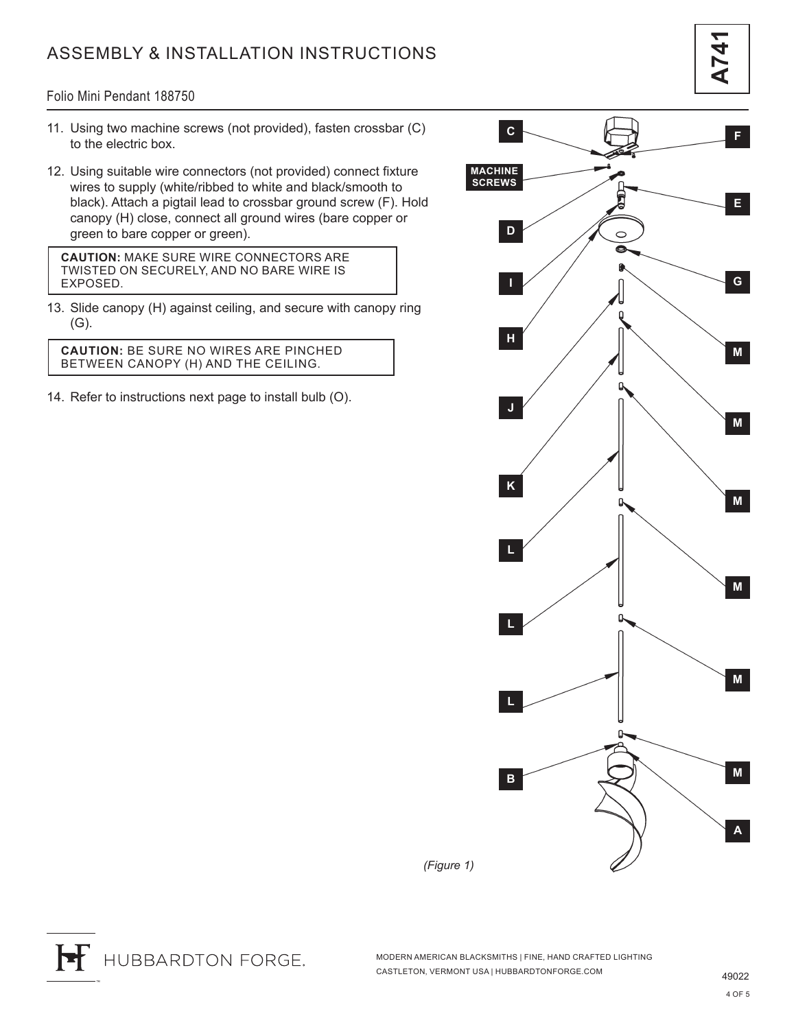# ASSEMBLY & INSTALLATION INSTRUCTIONS

**A741**

Folio Mini Pendant 188750

11. Using two machine screws (not provided), fasten crossbar (C) to the electric box.

12. Using suitable wire connectors (not provided) connect fixture wires to supply (white/ribbed to white and black/smooth to black). Attach a pigtail lead to crossbar ground screw (F). Hold canopy (H) close, connect all ground wires (bare copper or green to bare copper or green).

> **CAUTION:** MAKE SURE WIRE CONNECTORS ARE TWISTED ON SECURELY, AND NO BARE WIRE IS EXPOSED.

13. Slide canopy (H) against ceiling, and secure with canopy ring (G).

> **CAUTION:** BE SURE NO WIRES ARE PINCHED BETWEEN CANOPY (H) AND THE CEILING.

14. Refer to instructions next page to install bulb (O).

C, F, MACHINE SCREWS, E, D, I, G, H, M, J, M, M, K, L, M, L, M, L, M, B, A

*(Figure 1)*

HUBBARDTON FORGE.

MODERN AMERICAN BLACKSMITHS | FINE, HAND CRAFTED LIGHTING
CASTLETON, VERMONT USA | HUBBARDTONFORGE.COM

49022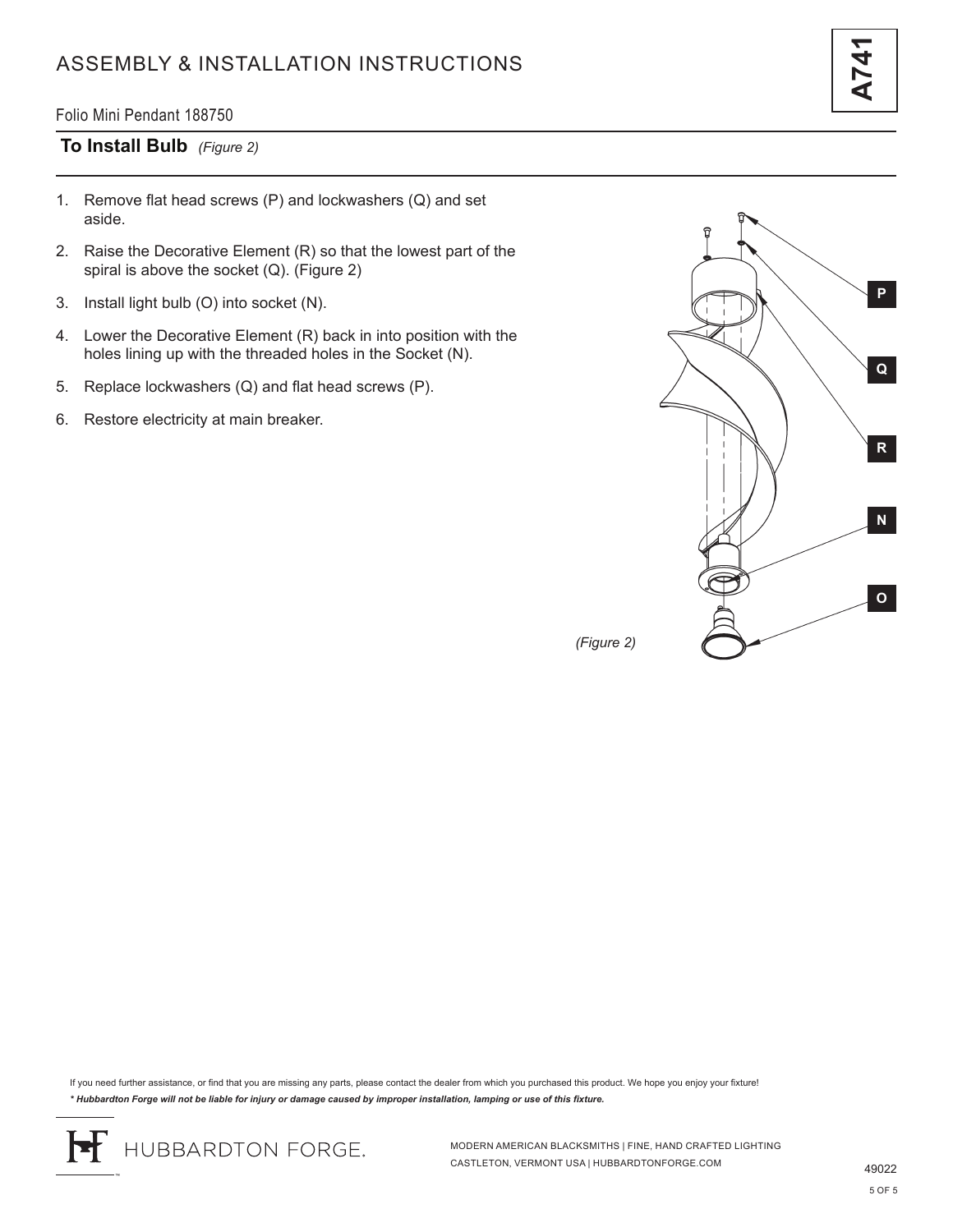# ASSEMBLY & INSTALLATION INSTRUCTIONS

Folio Mini Pendant 188750

A741

## To Install Bulb *(Figure 2)*

1. Remove flat head screws (P) and lockwashers (Q) and set aside.
2. Raise the Decorative Element (R) so that the lowest part of the spiral is above the socket (Q). (Figure 2)
3. Install light bulb (O) into socket (N).
4. Lower the Decorative Element (R) back in into position with the holes lining up with the threaded holes in the Socket (N).
5. Replace lockwashers (Q) and flat head screws (P).
6. Restore electricity at main breaker.

P

Q

R

N

O

*(Figure 2)*

If you need further assistance, or find that you are missing any parts, please contact the dealer from which you purchased this product. We hope you enjoy your fixture!

***\* Hubbardton Forge will not be liable for injury or damage caused by improper installation, lamping or use of this fixture.***

HUBBARDTON FORGE.

MODERN AMERICAN BLACKSMITHS | FINE, HAND CRAFTED LIGHTING
CASTLETON, VERMONT USA | HUBBARDTONFORGE.COM

49022